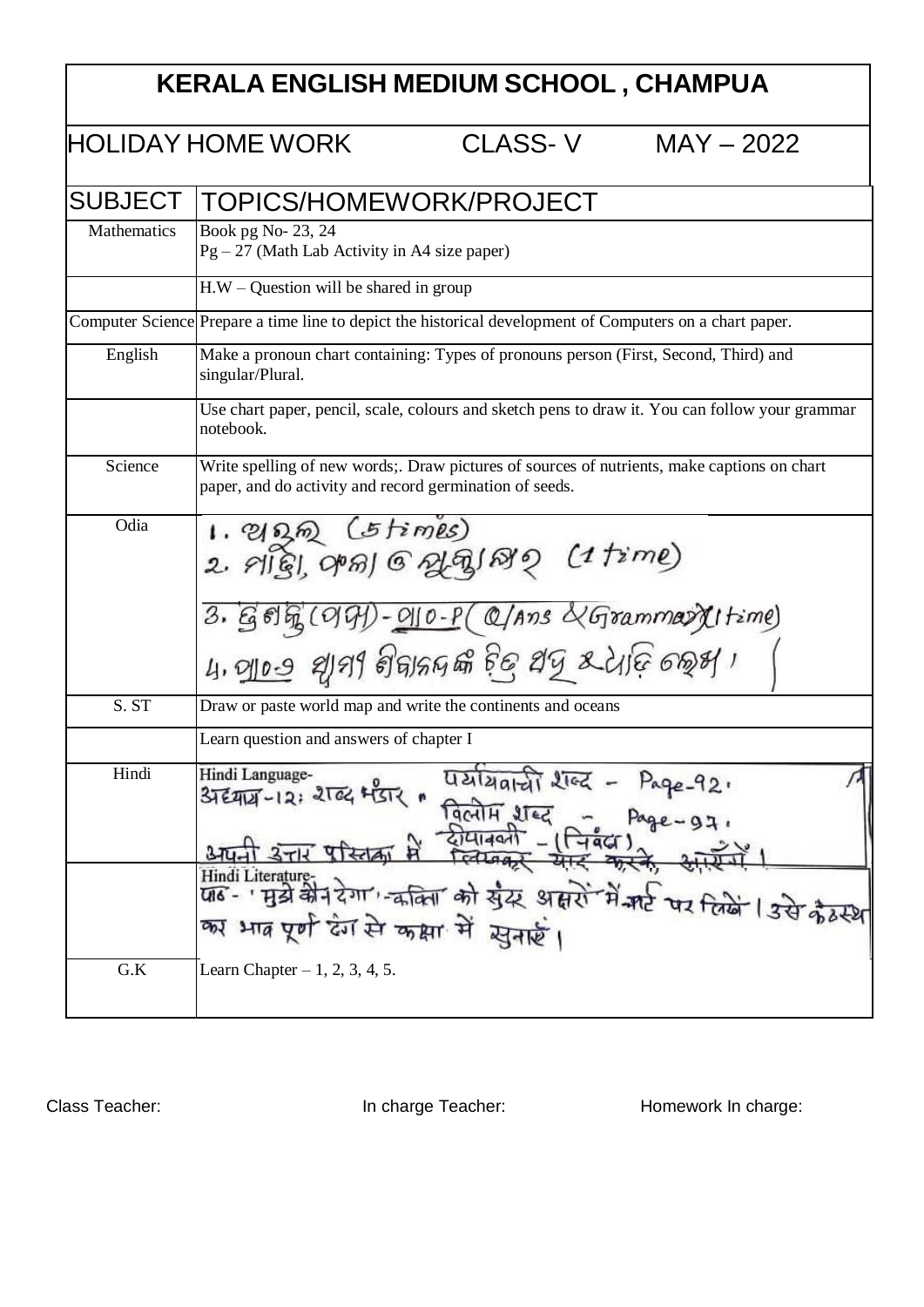# KERALA ENGLISH MEDIUM SCHOOL , CHAMPUA

## HOLIDAY HOME WORK CLASS- V MAY – 2022

| SUBJECT | TOPICS/HOMEWORK/PROJECT |
|---|---|
| Mathematics | Book pg No- 23, 24<br>Pg – 27 (Math Lab Activity in A4 size paper) |
| | H.W – Question will be shared in group |
| Computer Science | Prepare a time line to depict the historical development of Computers on a chart paper. |
| English | Make a pronoun chart containing: Types of pronouns person (First, Second, Third) and singular/Plural. |
| | Use chart paper, pencil, scale, colours and sketch pens to draw it. You can follow your grammar notebook. |
| Science | Write spelling of new words;. Draw pictures of sources of nutrients, make captions on chart paper, and do activity and record germination of seeds. |
| Odia | 1. ଅକ୍ଷର (5 times)<br>2. ମାତ୍ରା, ଫଳା ଓ ଯୁକ୍ତାକ୍ଷର (1 time)<br>3. ବ୍ୟାକରଣ (ପାଠ) - ପାଠ-୨ (Q/Ans & Grammar)(1 time)<br>4. ପାଠ-୨ ସ୍ଥାନୀୟ ଶିକ୍ଷକଙ୍କ ଚିତ୍ର ଆଙ୍କି ୫ ଧାଡ଼ି ଲେଖ । |
| S. ST | Draw or paste world map and write the continents and oceans |
| | Learn question and answers of chapter I |
| Hindi | Hindi Language-<br>अध्याय-12: शब्द भंडार • पर्यायवाची शब्द - Page-92.<br>विलोम शब्द - Page-97.<br>अपनी उत्तर पुस्तिका में दीपावली - (निबंध) लिखकर याद करके आएँगे। |
| | Hindi Literature-<br>पाठ - 'मुझे कौन देगा' -कविता को सुंदर अक्षरों में चार्ट पर लिखें। उसे कंठस्थ कर भाव पूर्ण ढंग से कक्षा में सुनाएँ। |
| G.K | Learn Chapter – 1, 2, 3, 4, 5. |

Class Teacher: In charge Teacher: Homework In charge: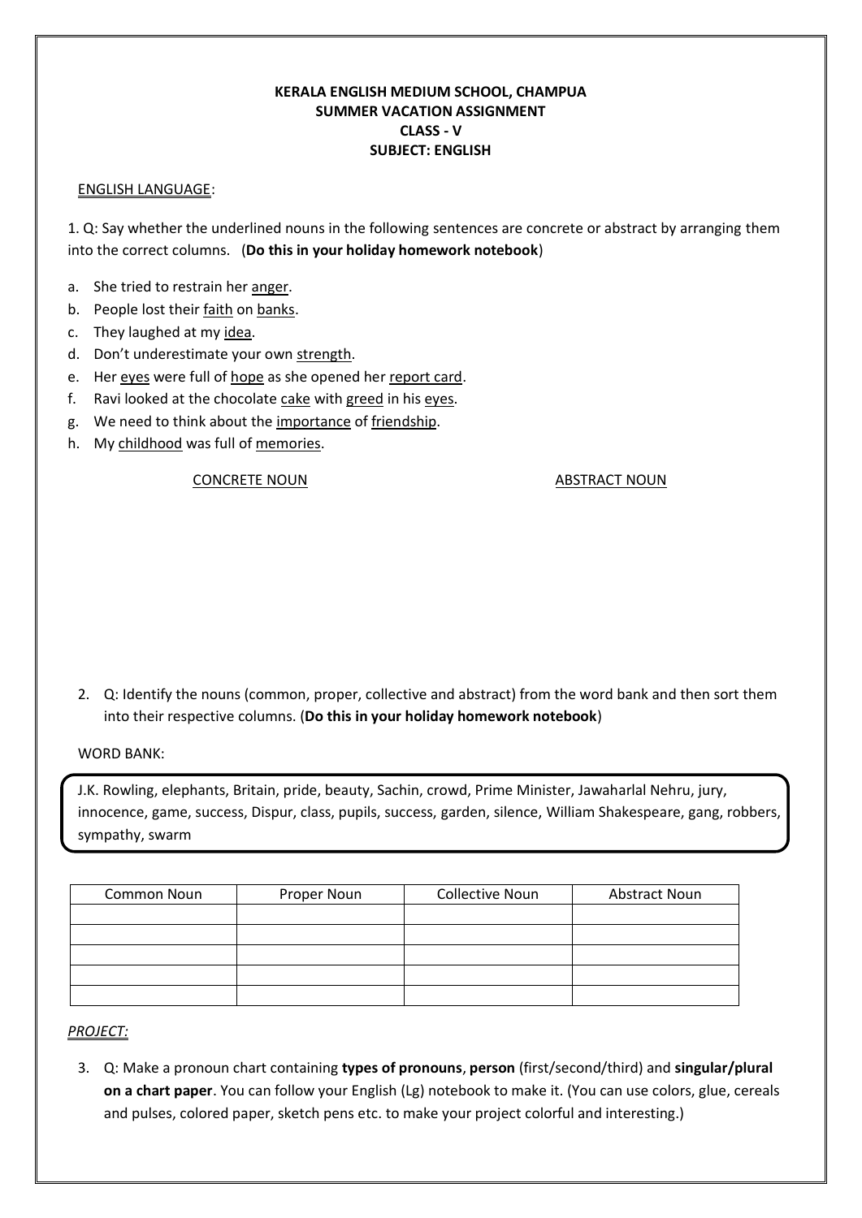**KERALA ENGLISH MEDIUM SCHOOL, CHAMPUA**
**SUMMER VACATION ASSIGNMENT**
**CLASS - V**
**SUBJECT: ENGLISH**

<u>ENGLISH LANGUAGE</u>:

1. Q: Say whether the underlined nouns in the following sentences are concrete or abstract by arranging them into the correct columns. (**Do this in your holiday homework notebook**)

a. She tried to restrain her <u>anger</u>.
b. People lost their <u>faith</u> on <u>banks</u>.
c. They laughed at my <u>idea</u>.
d. Don't underestimate your own <u>strength</u>.
e. Her <u>eyes</u> were full of <u>hope</u> as she opened her <u>report card</u>.
f. Ravi looked at the chocolate <u>cake</u> with <u>greed</u> in his <u>eyes</u>.
g. We need to think about the <u>importance</u> of <u>friendship</u>.
h. My <u>childhood</u> was full of <u>memories</u>.

<u>CONCRETE NOUN</u>    <u>ABSTRACT NOUN</u>

2. Q: Identify the nouns (common, proper, collective and abstract) from the word bank and then sort them into their respective columns. (**Do this in your holiday homework notebook**)

WORD BANK:

J.K. Rowling, elephants, Britain, pride, beauty, Sachin, crowd, Prime Minister, Jawaharlal Nehru, jury, innocence, game, success, Dispur, class, pupils, success, garden, silence, William Shakespeare, gang, robbers, sympathy, swarm

| Common Noun | Proper Noun | Collective Noun | Abstract Noun |
|---|---|---|---|
| | | | |
| | | | |
| | | | |
| | | | |
| | | | |

*<u>PROJECT:</u>*

3. Q: Make a pronoun chart containing **types of pronouns**, **person** (first/second/third) and **singular/plural on a chart paper**. You can follow your English (Lg) notebook to make it. (You can use colors, glue, cereals and pulses, colored paper, sketch pens etc. to make your project colorful and interesting.)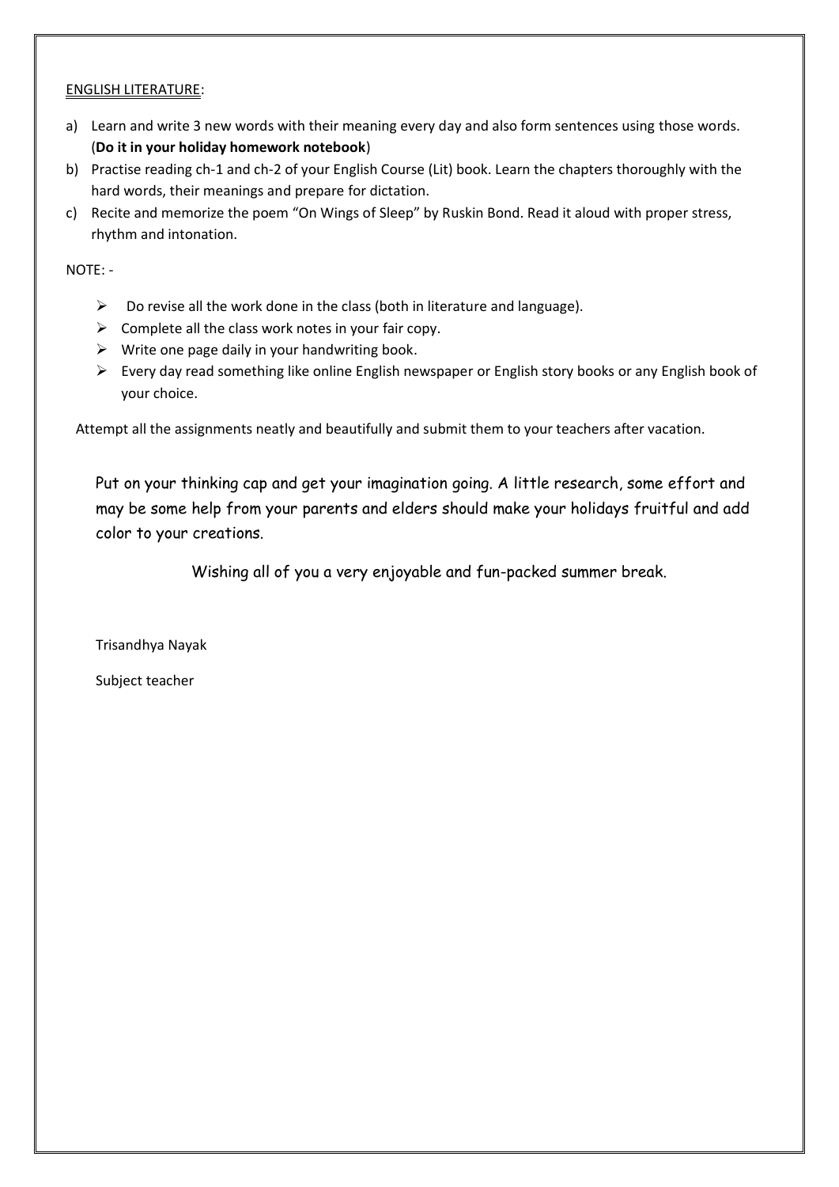ENGLISH LITERATURE:

a) Learn and write 3 new words with their meaning every day and also form sentences using those words. (**Do it in your holiday homework notebook**)
b) Practise reading ch-1 and ch-2 of your English Course (Lit) book. Learn the chapters thoroughly with the hard words, their meanings and prepare for dictation.
c) Recite and memorize the poem "On Wings of Sleep" by Ruskin Bond. Read it aloud with proper stress, rhythm and intonation.

NOTE: -

- Do revise all the work done in the class (both in literature and language).
- Complete all the class work notes in your fair copy.
- Write one page daily in your handwriting book.
- Every day read something like online English newspaper or English story books or any English book of your choice.

Attempt all the assignments neatly and beautifully and submit them to your teachers after vacation.

Put on your thinking cap and get your imagination going. A little research, some effort and may be some help from your parents and elders should make your holidays fruitful and add color to your creations.

Wishing all of you a very enjoyable and fun-packed summer break.

Trisandhya Nayak

Subject teacher